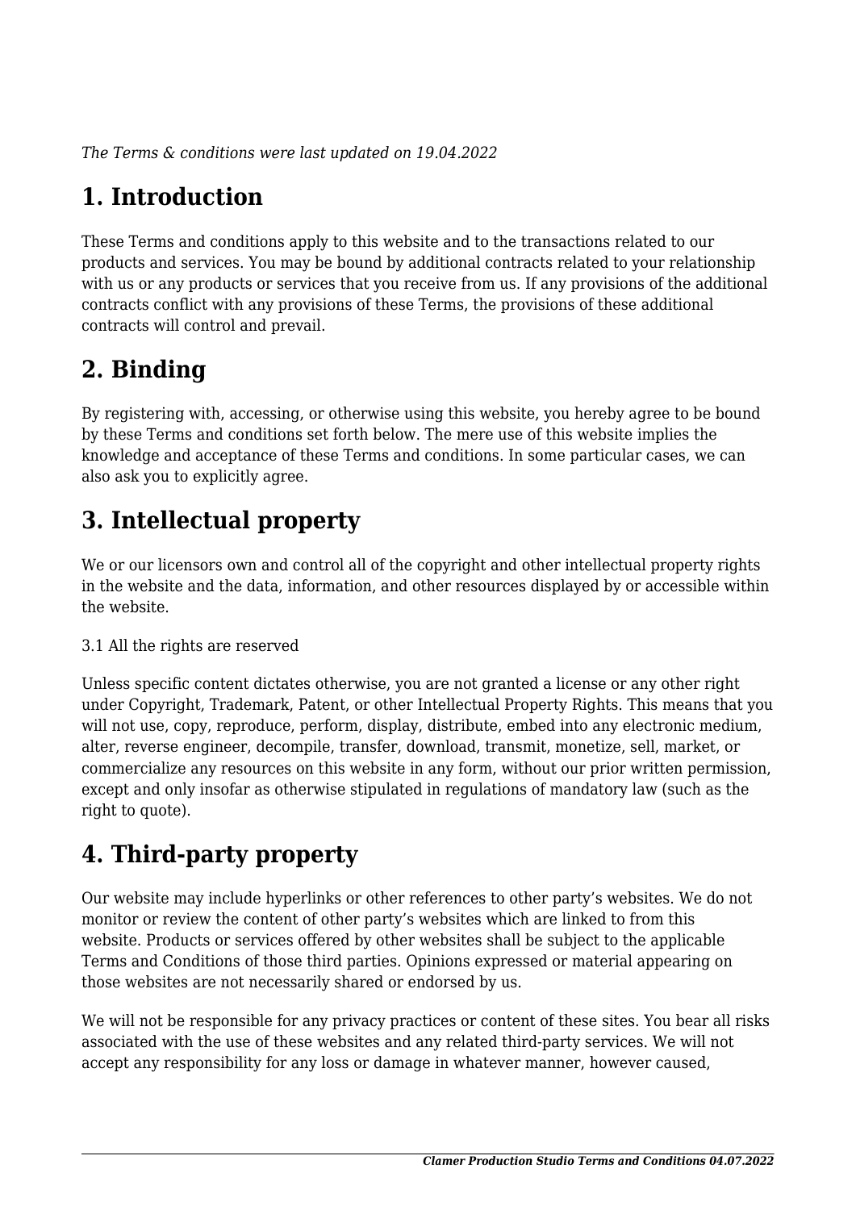*The Terms & conditions were last updated on 19.04.2022*

# 1. Introduction

These Terms and conditions apply to this website and to the transactions related to our products and services. You may be bound by additional contracts related to your relationship with us or any products or services that you receive from us. If any provisions of the additional contracts conflict with any provisions of these Terms, the provisions of these additional contracts will control and prevail.

# 2. Binding

By registering with, accessing, or otherwise using this website, you hereby agree to be bound by these Terms and conditions set forth below. The mere use of this website implies the knowledge and acceptance of these Terms and conditions. In some particular cases, we can also ask you to explicitly agree.

# 3. Intellectual property

We or our licensors own and control all of the copyright and other intellectual property rights in the website and the data, information, and other resources displayed by or accessible within the website.

3.1 All the rights are reserved

Unless specific content dictates otherwise, you are not granted a license or any other right under Copyright, Trademark, Patent, or other Intellectual Property Rights. This means that you will not use, copy, reproduce, perform, display, distribute, embed into any electronic medium, alter, reverse engineer, decompile, transfer, download, transmit, monetize, sell, market, or commercialize any resources on this website in any form, without our prior written permission, except and only insofar as otherwise stipulated in regulations of mandatory law (such as the right to quote).

# 4. Third-party property

Our website may include hyperlinks or other references to other party's websites. We do not monitor or review the content of other party's websites which are linked to from this website. Products or services offered by other websites shall be subject to the applicable Terms and Conditions of those third parties. Opinions expressed or material appearing on those websites are not necessarily shared or endorsed by us.

We will not be responsible for any privacy practices or content of these sites. You bear all risks associated with the use of these websites and any related third-party services. We will not accept any responsibility for any loss or damage in whatever manner, however caused,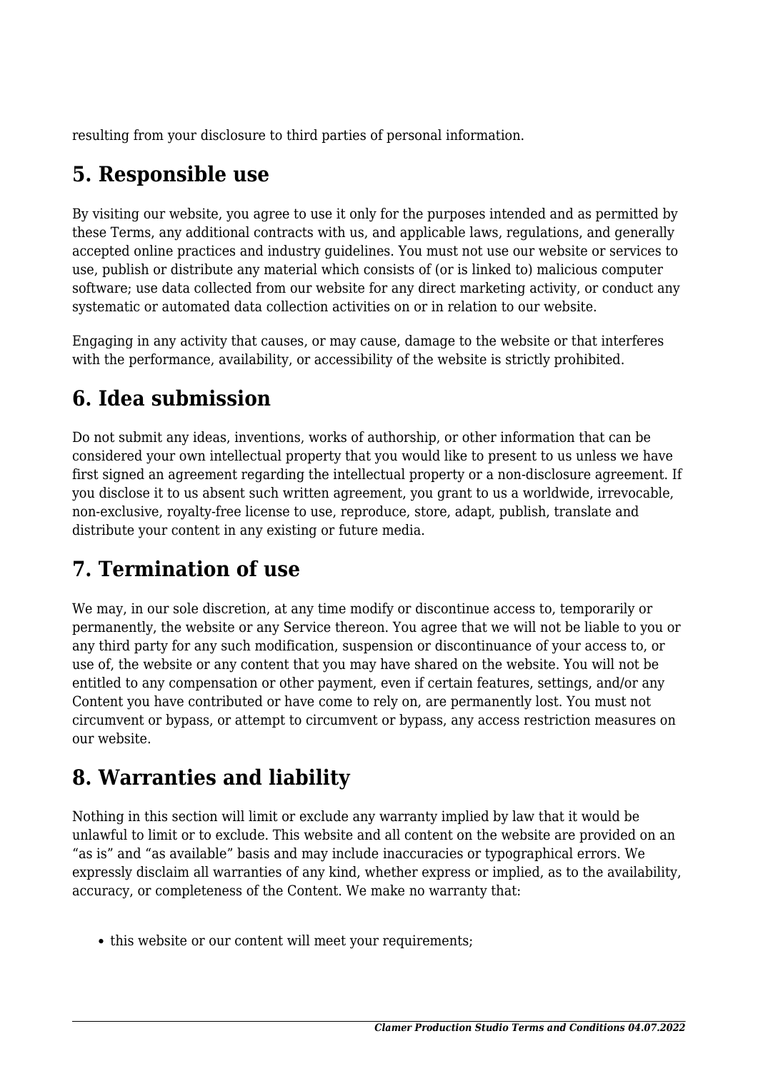resulting from your disclosure to third parties of personal information.

## 5. Responsible use

By visiting our website, you agree to use it only for the purposes intended and as permitted by these Terms, any additional contracts with us, and applicable laws, regulations, and generally accepted online practices and industry guidelines. You must not use our website or services to use, publish or distribute any material which consists of (or is linked to) malicious computer software; use data collected from our website for any direct marketing activity, or conduct any systematic or automated data collection activities on or in relation to our website.

Engaging in any activity that causes, or may cause, damage to the website or that interferes with the performance, availability, or accessibility of the website is strictly prohibited.

## 6. Idea submission

Do not submit any ideas, inventions, works of authorship, or other information that can be considered your own intellectual property that you would like to present to us unless we have first signed an agreement regarding the intellectual property or a non-disclosure agreement. If you disclose it to us absent such written agreement, you grant to us a worldwide, irrevocable, non-exclusive, royalty-free license to use, reproduce, store, adapt, publish, translate and distribute your content in any existing or future media.

## 7. Termination of use

We may, in our sole discretion, at any time modify or discontinue access to, temporarily or permanently, the website or any Service thereon. You agree that we will not be liable to you or any third party for any such modification, suspension or discontinuance of your access to, or use of, the website or any content that you may have shared on the website. You will not be entitled to any compensation or other payment, even if certain features, settings, and/or any Content you have contributed or have come to rely on, are permanently lost. You must not circumvent or bypass, or attempt to circumvent or bypass, any access restriction measures on our website.

## 8. Warranties and liability

Nothing in this section will limit or exclude any warranty implied by law that it would be unlawful to limit or to exclude. This website and all content on the website are provided on an "as is" and "as available" basis and may include inaccuracies or typographical errors. We expressly disclaim all warranties of any kind, whether express or implied, as to the availability, accuracy, or completeness of the Content. We make no warranty that:

- this website or our content will meet your requirements;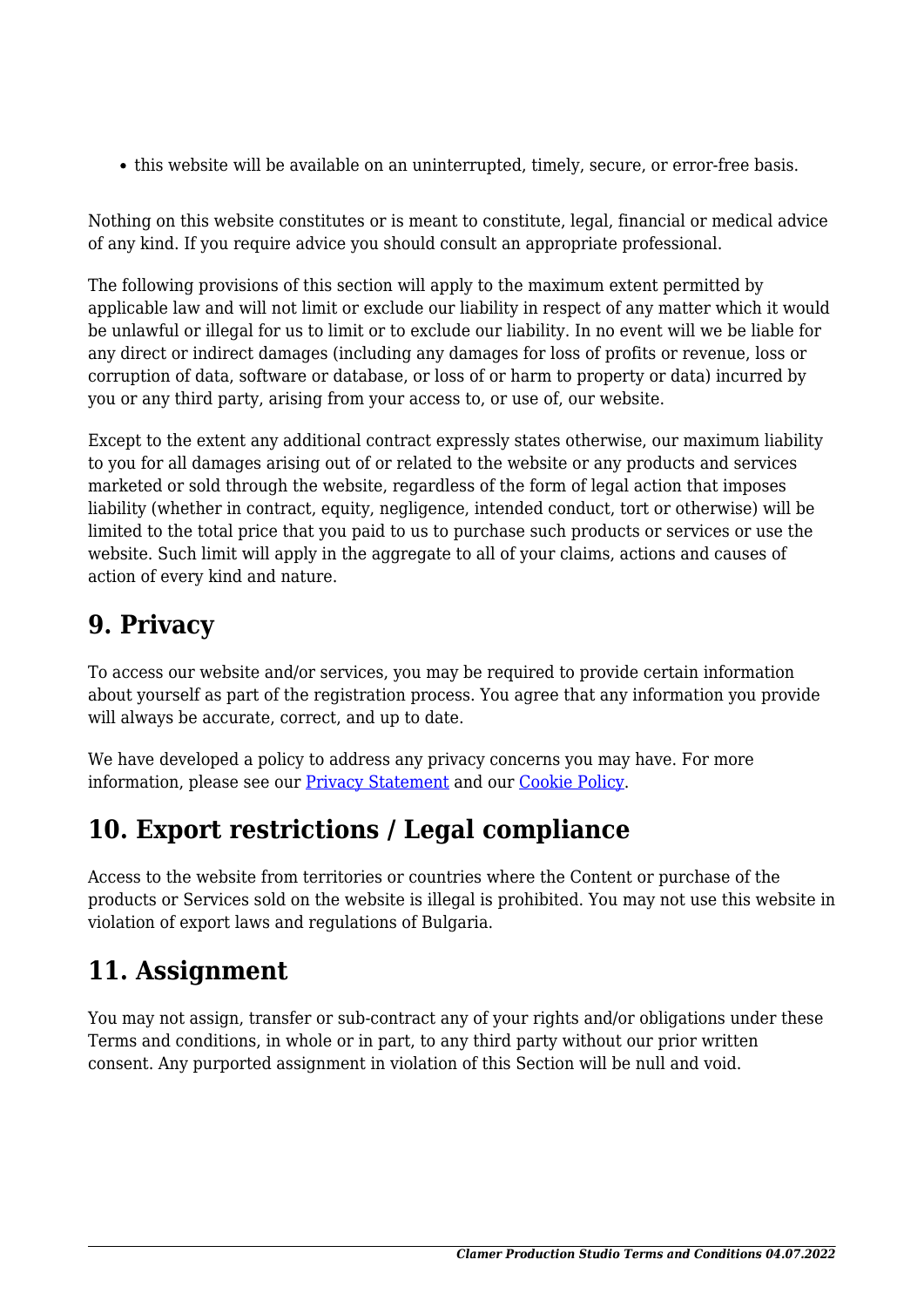- this website will be available on an uninterrupted, timely, secure, or error-free basis.

Nothing on this website constitutes or is meant to constitute, legal, financial or medical advice of any kind. If you require advice you should consult an appropriate professional.

The following provisions of this section will apply to the maximum extent permitted by applicable law and will not limit or exclude our liability in respect of any matter which it would be unlawful or illegal for us to limit or to exclude our liability. In no event will we be liable for any direct or indirect damages (including any damages for loss of profits or revenue, loss or corruption of data, software or database, or loss of or harm to property or data) incurred by you or any third party, arising from your access to, or use of, our website.

Except to the extent any additional contract expressly states otherwise, our maximum liability to you for all damages arising out of or related to the website or any products and services marketed or sold through the website, regardless of the form of legal action that imposes liability (whether in contract, equity, negligence, intended conduct, tort or otherwise) will be limited to the total price that you paid to us to purchase such products or services or use the website. Such limit will apply in the aggregate to all of your claims, actions and causes of action of every kind and nature.

## 9. Privacy

To access our website and/or services, you may be required to provide certain information about yourself as part of the registration process. You agree that any information you provide will always be accurate, correct, and up to date.

We have developed a policy to address any privacy concerns you may have. For more information, please see our Privacy Statement and our Cookie Policy.

## 10. Export restrictions / Legal compliance

Access to the website from territories or countries where the Content or purchase of the products or Services sold on the website is illegal is prohibited. You may not use this website in violation of export laws and regulations of Bulgaria.

## 11. Assignment

You may not assign, transfer or sub-contract any of your rights and/or obligations under these Terms and conditions, in whole or in part, to any third party without our prior written consent. Any purported assignment in violation of this Section will be null and void.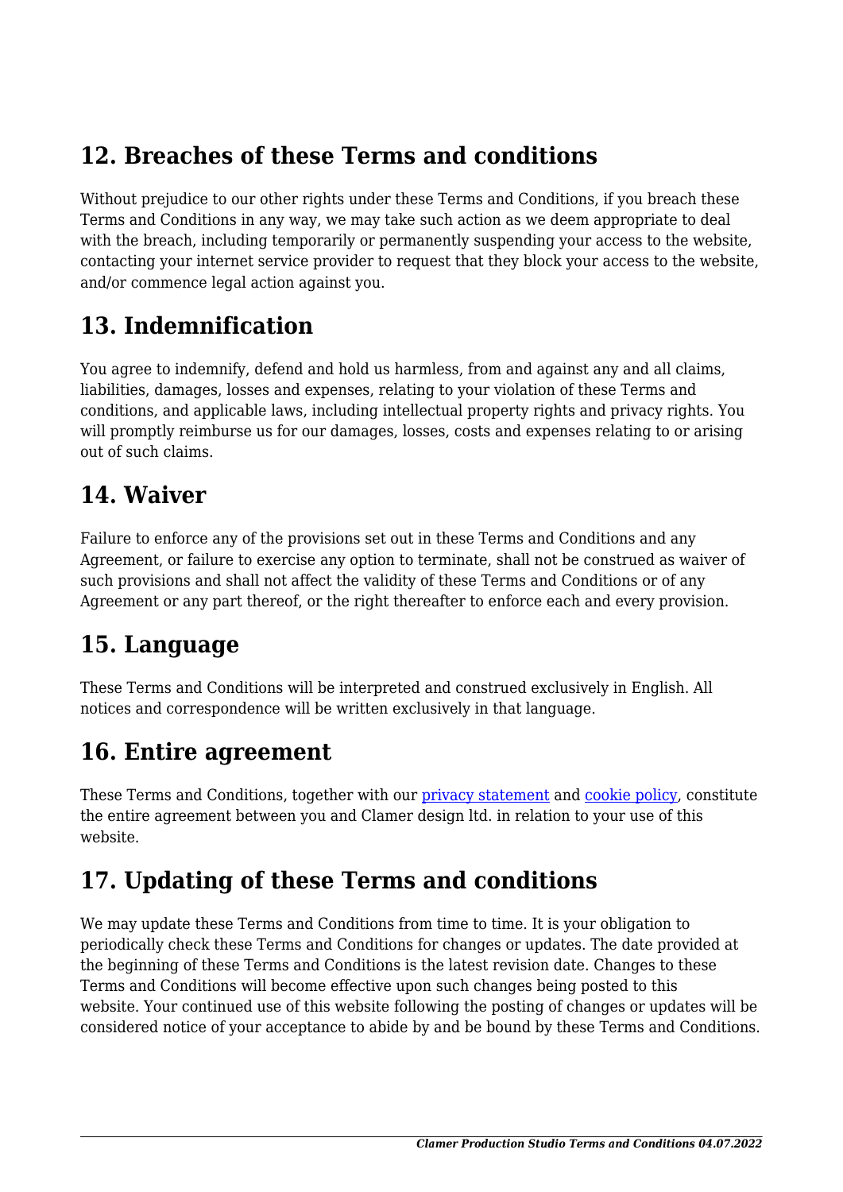## 12. Breaches of these Terms and conditions

Without prejudice to our other rights under these Terms and Conditions, if you breach these Terms and Conditions in any way, we may take such action as we deem appropriate to deal with the breach, including temporarily or permanently suspending your access to the website, contacting your internet service provider to request that they block your access to the website, and/or commence legal action against you.

## 13. Indemnification

You agree to indemnify, defend and hold us harmless, from and against any and all claims, liabilities, damages, losses and expenses, relating to your violation of these Terms and conditions, and applicable laws, including intellectual property rights and privacy rights. You will promptly reimburse us for our damages, losses, costs and expenses relating to or arising out of such claims.

## 14. Waiver

Failure to enforce any of the provisions set out in these Terms and Conditions and any Agreement, or failure to exercise any option to terminate, shall not be construed as waiver of such provisions and shall not affect the validity of these Terms and Conditions or of any Agreement or any part thereof, or the right thereafter to enforce each and every provision.

## 15. Language

These Terms and Conditions will be interpreted and construed exclusively in English. All notices and correspondence will be written exclusively in that language.

## 16. Entire agreement

These Terms and Conditions, together with our privacy statement and cookie policy, constitute the entire agreement between you and Clamer design ltd. in relation to your use of this website.

## 17. Updating of these Terms and conditions

We may update these Terms and Conditions from time to time. It is your obligation to periodically check these Terms and Conditions for changes or updates. The date provided at the beginning of these Terms and Conditions is the latest revision date. Changes to these Terms and Conditions will become effective upon such changes being posted to this website. Your continued use of this website following the posting of changes or updates will be considered notice of your acceptance to abide by and be bound by these Terms and Conditions.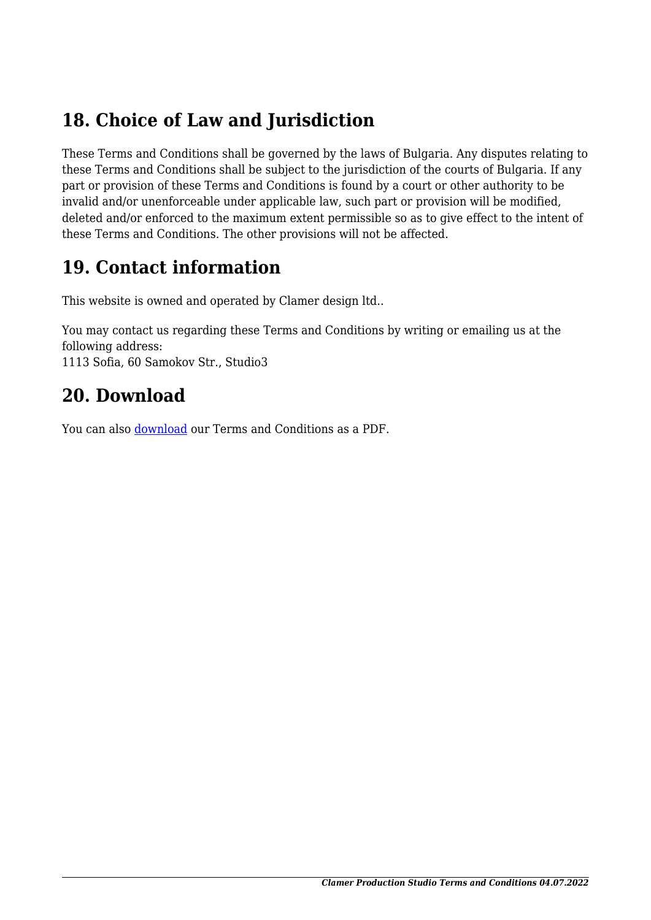## 18. Choice of Law and Jurisdiction

These Terms and Conditions shall be governed by the laws of Bulgaria. Any disputes relating to these Terms and Conditions shall be subject to the jurisdiction of the courts of Bulgaria. If any part or provision of these Terms and Conditions is found by a court or other authority to be invalid and/or unenforceable under applicable law, such part or provision will be modified, deleted and/or enforced to the maximum extent permissible so as to give effect to the intent of these Terms and Conditions. The other provisions will not be affected.

## 19. Contact information

This website is owned and operated by Clamer design ltd..

You may contact us regarding these Terms and Conditions by writing or emailing us at the following address:
1113 Sofia, 60 Samokov Str., Studio3

## 20. Download

You can also download our Terms and Conditions as a PDF.